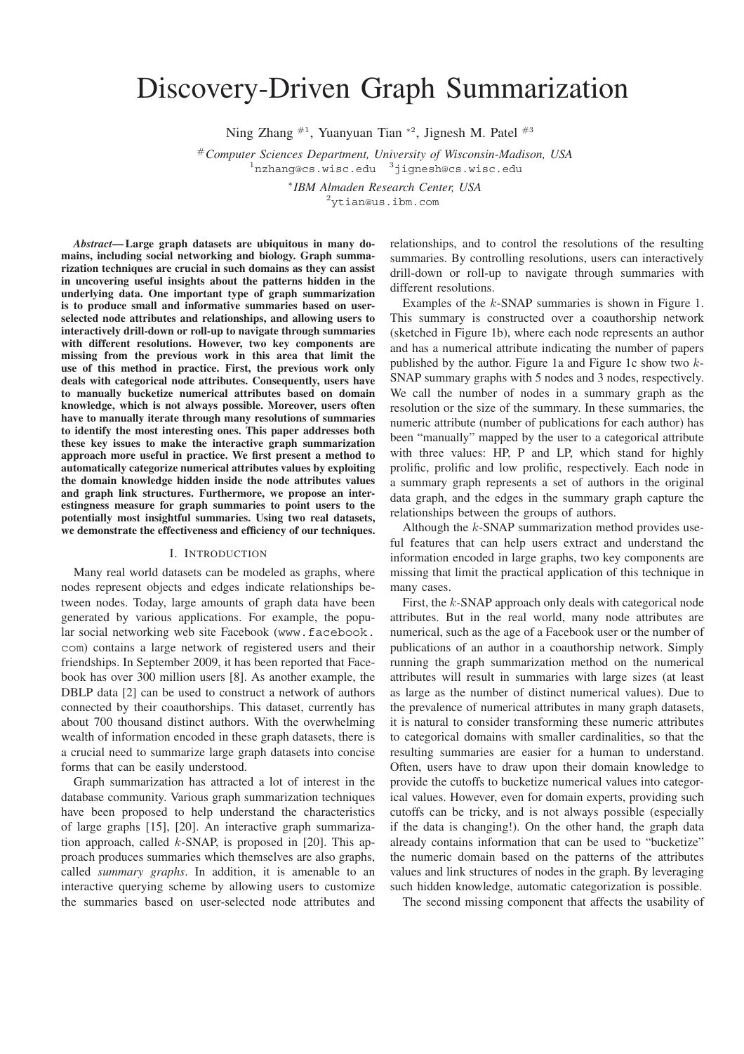# Discovery-Driven Graph Summarization

Ning Zhang #1, Yuanyuan Tian *2, Jignesh M. Patel #3

#*Computer Sciences Department, University of Wisconsin-Madison, USA*
1nzhang@cs.wisc.edu 3jignesh@cs.wisc.edu

**IBM Almaden Research Center, USA*
2ytian@us.ibm.com

***Abstract*— Large graph datasets are ubiquitous in many domains, including social networking and biology. Graph summarization techniques are crucial in such domains as they can assist in uncovering useful insights about the patterns hidden in the underlying data. One important type of graph summarization is to produce small and informative summaries based on user-selected node attributes and relationships, and allowing users to interactively drill-down or roll-up to navigate through summaries with different resolutions. However, two key components are missing from the previous work in this area that limit the use of this method in practice. First, the previous work only deals with categorical node attributes. Consequently, users have to manually bucketize numerical attributes based on domain knowledge, which is not always possible. Moreover, users often have to manually iterate through many resolutions of summaries to identify the most interesting ones. This paper addresses both these key issues to make the interactive graph summarization approach more useful in practice. We first present a method to automatically categorize numerical attributes values by exploiting the domain knowledge hidden inside the node attributes values and graph link structures. Furthermore, we propose an interestingness measure for graph summaries to point users to the potentially most insightful summaries. Using two real datasets, we demonstrate the effectiveness and efficiency of our techniques.**

## I. Introduction

Many real world datasets can be modeled as graphs, where nodes represent objects and edges indicate relationships between nodes. Today, large amounts of graph data have been generated by various applications. For example, the popular social networking web site Facebook (www.facebook.com) contains a large network of registered users and their friendships. In September 2009, it has been reported that Facebook has over 300 million users [8]. As another example, the DBLP data [2] can be used to construct a network of authors connected by their coauthorships. This dataset, currently has about 700 thousand distinct authors. With the overwhelming wealth of information encoded in these graph datasets, there is a crucial need to summarize large graph datasets into concise forms that can be easily understood.

Graph summarization has attracted a lot of interest in the database community. Various graph summarization techniques have been proposed to help understand the characteristics of large graphs [15], [20]. An interactive graph summarization approach, called $k$-SNAP, is proposed in [20]. This approach produces summaries which themselves are also graphs, called *summary graphs*. In addition, it is amenable to an interactive querying scheme by allowing users to customize the summaries based on user-selected node attributes and relationships, and to control the resolutions of the resulting summaries. By controlling resolutions, users can interactively drill-down or roll-up to navigate through summaries with different resolutions.

Examples of the $k$-SNAP summaries is shown in Figure 1. This summary is constructed over a coauthorship network (sketched in Figure 1b), where each node represents an author and has a numerical attribute indicating the number of papers published by the author. Figure 1a and Figure 1c show two $k$-SNAP summary graphs with 5 nodes and 3 nodes, respectively. We call the number of nodes in a summary graph as the resolution or the size of the summary. In these summaries, the numeric attribute (number of publications for each author) has been "manually" mapped by the user to a categorical attribute with three values: HP, P and LP, which stand for highly prolific, prolific and low prolific, respectively. Each node in a summary graph represents a set of authors in the original data graph, and the edges in the summary graph capture the relationships between the groups of authors.

Although the $k$-SNAP summarization method provides useful features that can help users extract and understand the information encoded in large graphs, two key components are missing that limit the practical application of this technique in many cases.

First, the $k$-SNAP approach only deals with categorical node attributes. But in the real world, many node attributes are numerical, such as the age of a Facebook user or the number of publications of an author in a coauthorship network. Simply running the graph summarization method on the numerical attributes will result in summaries with large sizes (at least as large as the number of distinct numerical values). Due to the prevalence of numerical attributes in many graph datasets, it is natural to consider transforming these numeric attributes to categorical domains with smaller cardinalities, so that the resulting summaries are easier for a human to understand. Often, users have to draw upon their domain knowledge to provide the cutoffs to bucketize numerical values into categorical values. However, even for domain experts, providing such cutoffs can be tricky, and is not always possible (especially if the data is changing!). On the other hand, the graph data already contains information that can be used to "bucketize" the numeric domain based on the patterns of the attributes values and link structures of nodes in the graph. By leveraging such hidden knowledge, automatic categorization is possible.

The second missing component that affects the usability of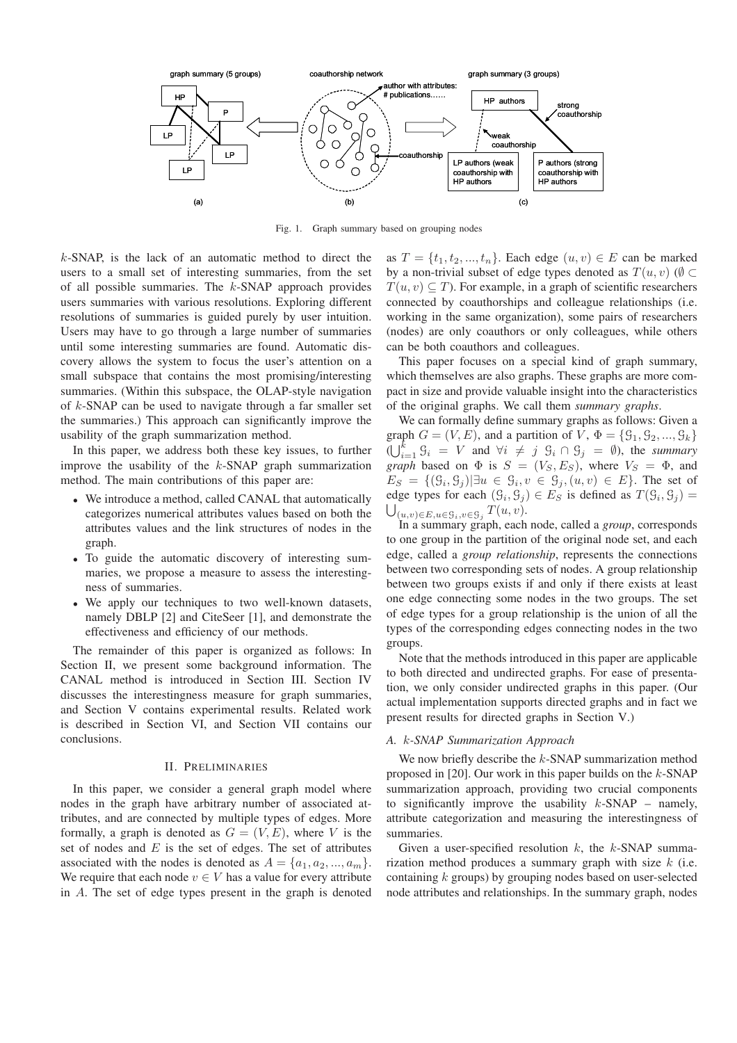Fig. 1. Graph summary based on grouping nodes

$k$-SNAP, is the lack of an automatic method to direct the users to a small set of interesting summaries, from the set of all possible summaries. The $k$-SNAP approach provides users summaries with various resolutions. Exploring different resolutions of summaries is guided purely by user intuition. Users may have to go through a large number of summaries until some interesting summaries are found. Automatic discovery allows the system to focus the user's attention on a small subspace that contains the most promising/interesting summaries. (Within this subspace, the OLAP-style navigation of $k$-SNAP can be used to navigate through a far smaller set the summaries.) This approach can significantly improve the usability of the graph summarization method.

In this paper, we address both these key issues, to further improve the usability of the $k$-SNAP graph summarization method. The main contributions of this paper are:

- We introduce a method, called CANAL that automatically categorizes numerical attributes values based on both the attributes values and the link structures of nodes in the graph.
- To guide the automatic discovery of interesting summaries, we propose a measure to assess the interestingness of summaries.
- We apply our techniques to two well-known datasets, namely DBLP [2] and CiteSeer [1], and demonstrate the effectiveness and efficiency of our methods.

The remainder of this paper is organized as follows: In Section II, we present some background information. The CANAL method is introduced in Section III. Section IV discusses the interestingness measure for graph summaries, and Section V contains experimental results. Related work is described in Section VI, and Section VII contains our conclusions.

## II. Preliminaries

In this paper, we consider a general graph model where nodes in the graph have arbitrary number of associated attributes, and are connected by multiple types of edges. More formally, a graph is denoted as $G = (V, E)$, where $V$ is the set of nodes and $E$ is the set of edges. The set of attributes associated with the nodes is denoted as $A = \{a_1, a_2, ..., a_m\}$. We require that each node $v \in V$ has a value for every attribute in $A$. The set of edge types present in the graph is denoted as $T = \{t_1, t_2, ..., t_n\}$. Each edge $(u, v) \in E$ can be marked by a non-trivial subset of edge types denoted as $T(u, v)$ ($\emptyset \subset T(u, v) \subseteq T$). For example, in a graph of scientific researchers connected by coauthorships and colleague relationships (i.e. working in the same organization), some pairs of researchers (nodes) are only coauthors or only colleagues, while others can be both coauthors and colleagues.

This paper focuses on a special kind of graph summary, which themselves are also graphs. These graphs are more compact in size and provide valuable insight into the characteristics of the original graphs. We call them *summary graphs*.

We can formally define summary graphs as follows: Given a graph $G = (V, E)$, and a partition of $V$, $\Phi = \{\mathcal{G}_1, \mathcal{G}_2, ..., \mathcal{G}_k\}$ ($\bigcup_{i=1}^{k} \mathcal{G}_i = V$ and $\forall i \neq j \ \mathcal{G}_i \cap \mathcal{G}_j = \emptyset$), the *summary graph* based on $\Phi$ is $S = (V_S, E_S)$, where $V_S = \Phi$, and $E_S = \{(\mathcal{G}_i, \mathcal{G}_j) | \exists u \in \mathcal{G}_i, v \in \mathcal{G}_j, (u, v) \in E\}$. The set of edge types for each $(\mathcal{G}_i, \mathcal{G}_j) \in E_S$ is defined as $T(\mathcal{G}_i, \mathcal{G}_j) = \bigcup_{(u,v) \in E, u \in \mathcal{G}_i, v \in \mathcal{G}_j} T(u, v)$.

In a summary graph, each node, called a *group*, corresponds to one group in the partition of the original node set, and each edge, called a *group relationship*, represents the connections between two corresponding sets of nodes. A group relationship between two groups exists if and only if there exists at least one edge connecting some nodes in the two groups. The set of edge types for a group relationship is the union of all the types of the corresponding edges connecting nodes in the two groups.

Note that the methods introduced in this paper are applicable to both directed and undirected graphs. For ease of presentation, we only consider undirected graphs in this paper. (Our actual implementation supports directed graphs and in fact we present results for directed graphs in Section V.)

### A. $k$-SNAP Summarization Approach

We now briefly describe the $k$-SNAP summarization method proposed in [20]. Our work in this paper builds on the $k$-SNAP summarization approach, providing two crucial components to significantly improve the usability $k$-SNAP – namely, attribute categorization and measuring the interestingness of summaries.

Given a user-specified resolution $k$, the $k$-SNAP summarization method produces a summary graph with size $k$ (i.e. containing $k$ groups) by grouping nodes based on user-selected node attributes and relationships. In the summary graph, nodes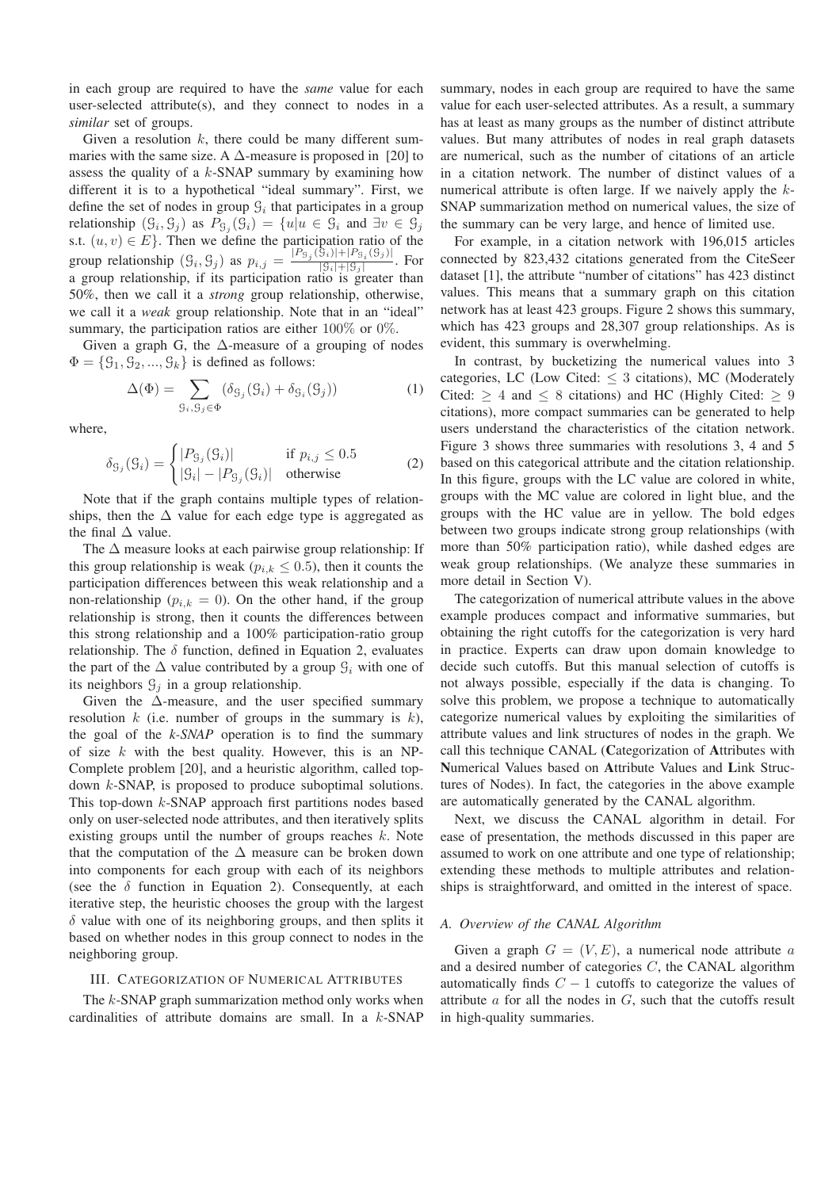in each group are required to have the *same* value for each user-selected attribute(s), and they connect to nodes in a *similar* set of groups.

Given a resolution $k$, there could be many different summaries with the same size. A $\Delta$-measure is proposed in [20] to assess the quality of a $k$-SNAP summary by examining how different it is to a hypothetical "ideal summary". First, we define the set of nodes in group $\mathcal{G}_i$ that participates in a group relationship $(\mathcal{G}_i, \mathcal{G}_j)$ as $P_{\mathcal{G}_j}(\mathcal{G}_i) = \{u | u \in \mathcal{G}_i$ and $\exists v \in \mathcal{G}_j$ s.t. $(u, v) \in E\}$. Then we define the participation ratio of the group relationship $(\mathcal{G}_i, \mathcal{G}_j)$ as $p_{i,j} = \frac{|P_{\mathcal{G}_j}(\mathcal{G}_i)| + |P_{\mathcal{G}_i}(\mathcal{G}_j)|}{|\mathcal{G}_i| + |\mathcal{G}_j|}$. For a group relationship, if its participation ratio is greater than 50%, then we call it a *strong* group relationship, otherwise, we call it a *weak* group relationship. Note that in an "ideal" summary, the participation ratios are either 100% or 0%.

Given a graph G, the $\Delta$-measure of a grouping of nodes $\Phi = \{\mathcal{G}_1, \mathcal{G}_2, ..., \mathcal{G}_k\}$ is defined as follows:

$$\Delta(\Phi) = \sum_{\mathcal{G}_i, \mathcal{G}_j \in \Phi} (\delta_{\mathcal{G}_j}(\mathcal{G}_i) + \delta_{\mathcal{G}_i}(\mathcal{G}_j)) \tag{1}$$

where,

$$\delta_{\mathcal{G}_j}(\mathcal{G}_i) = \begin{cases} |P_{\mathcal{G}_j}(\mathcal{G}_i)| & \text{if } p_{i,j} \leq 0.5 \\ |\mathcal{G}_i| - |P_{\mathcal{G}_j}(\mathcal{G}_i)| & \text{otherwise} \end{cases} \tag{2}$$

Note that if the graph contains multiple types of relationships, then the $\Delta$ value for each edge type is aggregated as the final $\Delta$ value.

The $\Delta$ measure looks at each pairwise group relationship: If this group relationship is weak ($p_{i,k} \leq 0.5$), then it counts the participation differences between this weak relationship and a non-relationship ($p_{i,k} = 0$). On the other hand, if the group relationship is strong, then it counts the differences between this strong relationship and a 100% participation-ratio group relationship. The $\delta$ function, defined in Equation 2, evaluates the part of the $\Delta$ value contributed by a group $\mathcal{G}_i$ with one of its neighbors $\mathcal{G}_j$ in a group relationship.

Given the $\Delta$-measure, and the user specified summary resolution $k$ (i.e. number of groups in the summary is $k$), the goal of the *k-SNAP* operation is to find the summary of size $k$ with the best quality. However, this is an NP-Complete problem [20], and a heuristic algorithm, called top-down $k$-SNAP, is proposed to produce suboptimal solutions. This top-down $k$-SNAP approach first partitions nodes based only on user-selected node attributes, and then iteratively splits existing groups until the number of groups reaches $k$. Note that the computation of the $\Delta$ measure can be broken down into components for each group with each of its neighbors (see the $\delta$ function in Equation 2). Consequently, at each iterative step, the heuristic chooses the group with the largest $\delta$ value with one of its neighboring groups, and then splits it based on whether nodes in this group connect to nodes in the neighboring group.

## III. Categorization of Numerical Attributes

The $k$-SNAP graph summarization method only works when cardinalities of attribute domains are small. In a $k$-SNAP summary, nodes in each group are required to have the same value for each user-selected attributes. As a result, a summary has at least as many groups as the number of distinct attribute values. But many attributes of nodes in real graph datasets are numerical, such as the number of citations of an article in a citation network. The number of distinct values of a numerical attribute is often large. If we naively apply the $k$-SNAP summarization method on numerical values, the size of the summary can be very large, and hence of limited use.

For example, in a citation network with 196,015 articles connected by 823,432 citations generated from the CiteSeer dataset [1], the attribute "number of citations" has 423 distinct values. This means that a summary graph on this citation network has at least 423 groups. Figure 2 shows this summary, which has 423 groups and 28,307 group relationships. As is evident, this summary is overwhelming.

In contrast, by bucketizing the numerical values into 3 categories, LC (Low Cited: $\leq 3$ citations), MC (Moderately Cited: $\geq 4$ and $\leq 8$ citations) and HC (Highly Cited: $\geq 9$ citations), more compact summaries can be generated to help users understand the characteristics of the citation network. Figure 3 shows three summaries with resolutions 3, 4 and 5 based on this categorical attribute and the citation relationship. In this figure, groups with the LC value are colored in white, groups with the MC value are colored in light blue, and the groups with the HC value are in yellow. The bold edges between two groups indicate strong group relationships (with more than 50% participation ratio), while dashed edges are weak group relationships. (We analyze these summaries in more detail in Section V).

The categorization of numerical attribute values in the above example produces compact and informative summaries, but obtaining the right cutoffs for the categorization is very hard in practice. Experts can draw upon domain knowledge to decide such cutoffs. But this manual selection of cutoffs is not always possible, especially if the data is changing. To solve this problem, we propose a technique to automatically categorize numerical values by exploiting the similarities of attribute values and link structures of nodes in the graph. We call this technique CANAL (**C**ategorization of **A**ttributes with **N**umerical Values based on **A**ttribute Values and **L**ink Structures of Nodes). In fact, the categories in the above example are automatically generated by the CANAL algorithm.

Next, we discuss the CANAL algorithm in detail. For ease of presentation, the methods discussed in this paper are assumed to work on one attribute and one type of relationship; extending these methods to multiple attributes and relationships is straightforward, and omitted in the interest of space.

### A. Overview of the CANAL Algorithm

Given a graph $G = (V, E)$, a numerical node attribute $a$ and a desired number of categories $C$, the CANAL algorithm automatically finds $C - 1$ cutoffs to categorize the values of attribute $a$ for all the nodes in $G$, such that the cutoffs result in high-quality summaries.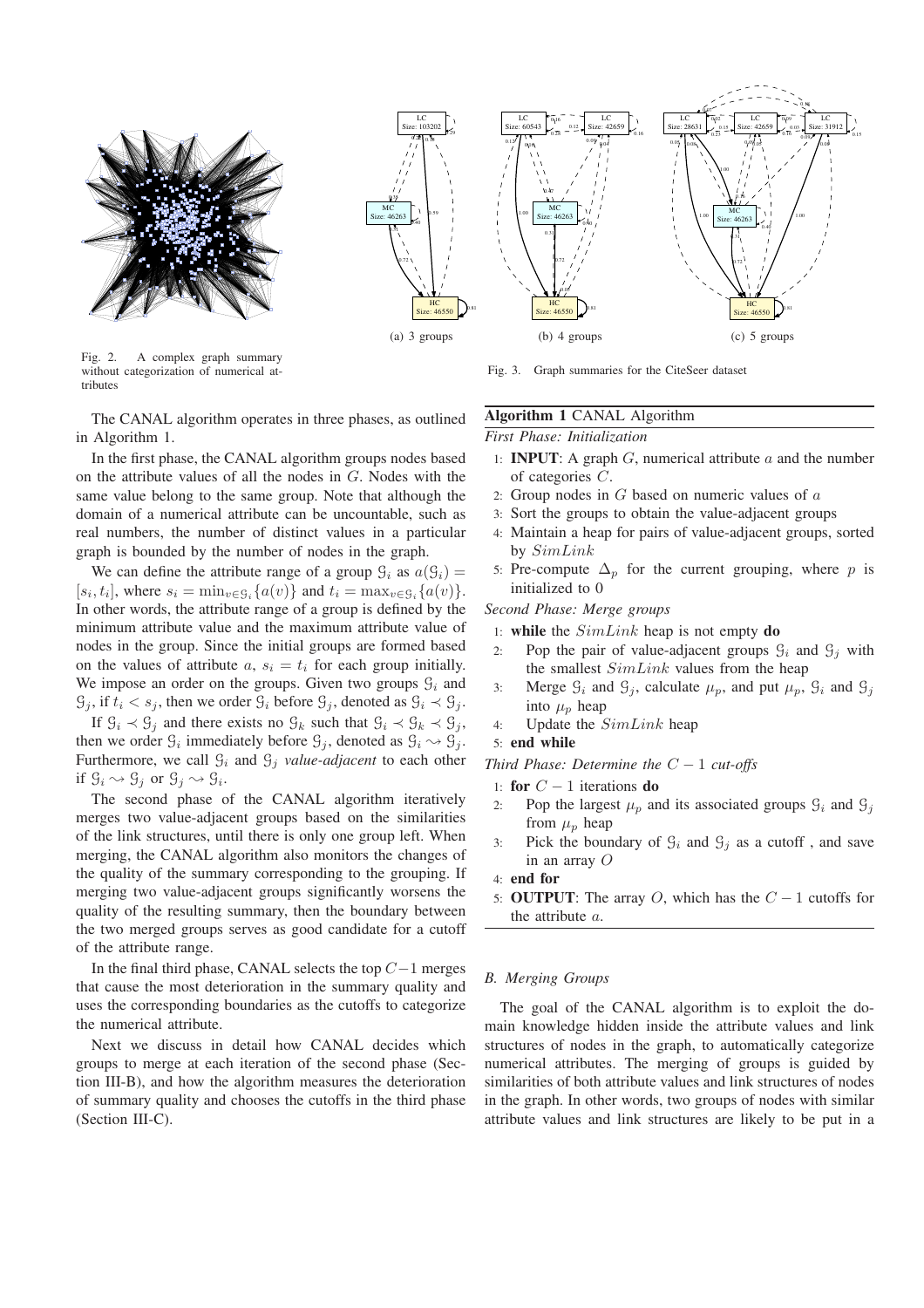Fig. 2. A complex graph summary without categorization of numerical attributes

(a) 3 groups

(b) 4 groups

(c) 5 groups

Fig. 3. Graph summaries for the CiteSeer dataset

The CANAL algorithm operates in three phases, as outlined in Algorithm 1.

In the first phase, the CANAL algorithm groups nodes based on the attribute values of all the nodes in $G$. Nodes with the same value belong to the same group. Note that although the domain of a numerical attribute can be uncountable, such as real numbers, the number of distinct values in a particular graph is bounded by the number of nodes in the graph.

We can define the attribute range of a group $\mathcal{G}_i$ as $a(\mathcal{G}_i) = [s_i, t_i]$, where $s_i = \min_{v \in \mathcal{G}_i}\{a(v)\}$ and $t_i = \max_{v \in \mathcal{G}_i}\{a(v)\}$. In other words, the attribute range of a group is defined by the minimum attribute value and the maximum attribute value of nodes in the group. Since the initial groups are formed based on the values of attribute $a$, $s_i = t_i$ for each group initially. We impose an order on the groups. Given two groups $\mathcal{G}_i$ and $\mathcal{G}_j$, if $t_i < s_j$, then we order $\mathcal{G}_i$ before $\mathcal{G}_j$, denoted as $\mathcal{G}_i \prec \mathcal{G}_j$.

If $\mathcal{G}_i \prec \mathcal{G}_j$ and there exists no $\mathcal{G}_k$ such that $\mathcal{G}_i \prec \mathcal{G}_k \prec \mathcal{G}_j$, then we order $\mathcal{G}_i$ immediately before $\mathcal{G}_j$, denoted as $\mathcal{G}_i \rightsquigarrow \mathcal{G}_j$. Furthermore, we call $\mathcal{G}_i$ and $\mathcal{G}_j$ *value-adjacent* to each other if $\mathcal{G}_i \rightsquigarrow \mathcal{G}_j$ or $\mathcal{G}_j \rightsquigarrow \mathcal{G}_i$.

The second phase of the CANAL algorithm iteratively merges two value-adjacent groups based on the similarities of the link structures, until there is only one group left. When merging, the CANAL algorithm also monitors the changes of the quality of the summary corresponding to the grouping. If merging two value-adjacent groups significantly worsens the quality of the resulting summary, then the boundary between the two merged groups serves as good candidate for a cutoff of the attribute range.

In the final third phase, CANAL selects the top $C-1$ merges that cause the most deterioration in the summary quality and uses the corresponding boundaries as the cutoffs to categorize the numerical attribute.

Next we discuss in detail how CANAL decides which groups to merge at each iteration of the second phase (Section III-B), and how the algorithm measures the deterioration of summary quality and chooses the cutoffs in the third phase (Section III-C).

**Algorithm 1** CANAL Algorithm

*First Phase: Initialization*

1: **INPUT**: A graph $G$, numerical attribute $a$ and the number of categories $C$.
2: Group nodes in $G$ based on numeric values of $a$
3: Sort the groups to obtain the value-adjacent groups
4: Maintain a heap for pairs of value-adjacent groups, sorted by $SimLink$
5: Pre-compute $\Delta_p$ for the current grouping, where $p$ is initialized to 0

*Second Phase: Merge groups*

1: **while** the $SimLink$ heap is not empty **do**
2: Pop the pair of value-adjacent groups $\mathcal{G}_i$ and $\mathcal{G}_j$ with the smallest $SimLink$ values from the heap
3: Merge $\mathcal{G}_i$ and $\mathcal{G}_j$, calculate $\mu_p$, and put $\mu_p$, $\mathcal{G}_i$ and $\mathcal{G}_j$ into $\mu_p$ heap
4: Update the $SimLink$ heap
5: **end while**

*Third Phase: Determine the $C-1$ cut-offs*

1: **for** $C-1$ iterations **do**
2: Pop the largest $\mu_p$ and its associated groups $\mathcal{G}_i$ and $\mathcal{G}_j$ from $\mu_p$ heap
3: Pick the boundary of $\mathcal{G}_i$ and $\mathcal{G}_j$ as a cutoff , and save in an array $O$
4: **end for**
5: **OUTPUT**: The array $O$, which has the $C-1$ cutoffs for the attribute $a$.

### B. Merging Groups

The goal of the CANAL algorithm is to exploit the domain knowledge hidden inside the attribute values and link structures of nodes in the graph, to automatically categorize numerical attributes. The merging of groups is guided by similarities of both attribute values and link structures of nodes in the graph. In other words, two groups of nodes with similar attribute values and link structures are likely to be put in a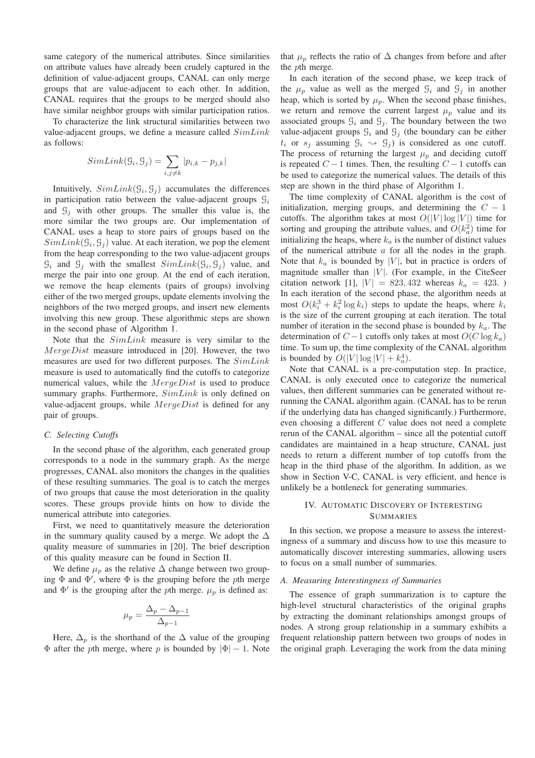same category of the numerical attributes. Since similarities on attribute values have already been crudely captured in the definition of value-adjacent groups, CANAL can only merge groups that are value-adjacent to each other. In addition, CANAL requires that the groups to be merged should also have similar neighbor groups with similar participation ratios.

To characterize the link structural similarities between two value-adjacent groups, we define a measure called $SimLink$ as follows:

$$SimLink(\mathcal{G}_i, \mathcal{G}_j) = \sum_{i,j \neq k} |p_{i,k} - p_{j,k}|$$

Intuitively, $SimLink(\mathcal{G}_i, \mathcal{G}_j)$ accumulates the differences in participation ratio between the value-adjacent groups $\mathcal{G}_i$ and $\mathcal{G}_j$ with other groups. The smaller this value is, the more similar the two groups are. Our implementation of CANAL uses a heap to store pairs of groups based on the $SimLink(\mathcal{G}_i, \mathcal{G}_j)$ value. At each iteration, we pop the element from the heap corresponding to the two value-adjacent groups $\mathcal{G}_i$ and $\mathcal{G}_j$ with the smallest $SimLink(\mathcal{G}_i, \mathcal{G}_j)$ value, and merge the pair into one group. At the end of each iteration, we remove the heap elements (pairs of groups) involving either of the two merged groups, update elements involving the neighbors of the two merged groups, and insert new elements involving this new group. These algorithmic steps are shown in the second phase of Algorithm 1.

Note that the $SimLink$ measure is very similar to the $MergeDist$ measure introduced in [20]. However, the two measures are used for two different purposes. The $SimLink$ measure is used to automatically find the cutoffs to categorize numerical values, while the $MergeDist$ is used to produce summary graphs. Furthermore, $SimLink$ is only defined on value-adjacent groups, while $MergeDist$ is defined for any pair of groups.

### C. Selecting Cutoffs

In the second phase of the algorithm, each generated group corresponds to a node in the summary graph. As the merge progresses, CANAL also monitors the changes in the qualities of these resulting summaries. The goal is to catch the merges of two groups that cause the most deterioration in the quality scores. These groups provide hints on how to divide the numerical attribute into categories.

First, we need to quantitatively measure the deterioration in the summary quality caused by a merge. We adopt the $\Delta$ quality measure of summaries in [20]. The brief description of this quality measure can be found in Section II.

We define $\mu_p$ as the relative $\Delta$ change between two grouping $\Phi$ and $\Phi'$, where $\Phi$ is the grouping before the $p$th merge and $\Phi'$ is the grouping after the $p$th merge. $\mu_p$ is defined as:

$$\mu_p = \frac{\Delta_p - \Delta_{p-1}}{\Delta_{p-1}}$$

Here, $\Delta_p$ is the shorthand of the $\Delta$ value of the grouping $\Phi$ after the $p$th merge, where $p$ is bounded by $|\Phi| - 1$. Note that $\mu_p$ reflects the ratio of $\Delta$ changes from before and after the $p$th merge.

In each iteration of the second phase, we keep track of the $\mu_p$ value as well as the merged $\mathcal{G}_i$ and $\mathcal{G}_j$ in another heap, which is sorted by $\mu_p$. When the second phase finishes, we return and remove the current largest $\mu_p$ value and its associated groups $\mathcal{G}_i$ and $\mathcal{G}_j$. The boundary between the two value-adjacent groups $\mathcal{G}_i$ and $\mathcal{G}_j$ (the boundary can be either $t_i$ or $s_j$ assuming $\mathcal{G}_i \rightsquigarrow \mathcal{G}_j$) is considered as one cutoff. The process of returning the largest $\mu_p$ and deciding cutoff is repeated $C-1$ times. Then, the resulting $C-1$ cutoffs can be used to categorize the numerical values. The details of this step are shown in the third phase of Algorithm 1.

The time complexity of CANAL algorithm is the cost of initialization, merging groups, and determining the $C-1$ cutoffs. The algorithm takes at most $O(|V|\log|V|)$ time for sorting and grouping the attribute values, and $O(k_a^2)$ time for initializing the heaps, where $k_a$ is the number of distinct values of the numerical attribute $a$ for all the nodes in the graph. Note that $k_a$ is bounded by $|V|$, but in practice is orders of magnitude smaller than $|V|$. (For example, in the CiteSeer citation network [1], $|V| = 823,432$ whereas $k_a = 423$. ) In each iteration of the second phase, the algorithm needs at most $O(k_i^3 + k_i^2 \log k_i)$ steps to update the heaps, where $k_i$ is the size of the current grouping at each iteration. The total number of iteration in the second phase is bounded by $k_a$. The determination of $C-1$ cutoffs only takes at most $O(C \log k_a)$ time. To sum up, the time complexity of the CANAL algorithm is bounded by $O(|V|\log|V| + k_a^4)$.

Note that CANAL is a pre-computation step. In practice, CANAL is only executed once to categorize the numerical values, then different summaries can be generated without re-running the CANAL algorithm again. (CANAL has to be rerun if the underlying data has changed significantly.) Furthermore, even choosing a different $C$ value does not need a complete rerun of the CANAL algorithm – since all the potential cutoff candidates are maintained in a heap structure, CANAL just needs to return a different number of top cutoffs from the heap in the third phase of the algorithm. In addition, as we show in Section V-C, CANAL is very efficient, and hence is unlikely be a bottleneck for generating summaries.

## IV. Automatic Discovery of Interesting Summaries

In this section, we propose a measure to assess the interestingness of a summary and discuss how to use this measure to automatically discover interesting summaries, allowing users to focus on a small number of summaries.

### A. Measuring Interestingness of Summaries

The essence of graph summarization is to capture the high-level structural characteristics of the original graphs by extracting the dominant relationships amongst groups of nodes. A strong group relationship in a summary exhibits a frequent relationship pattern between two groups of nodes in the original graph. Leveraging the work from the data mining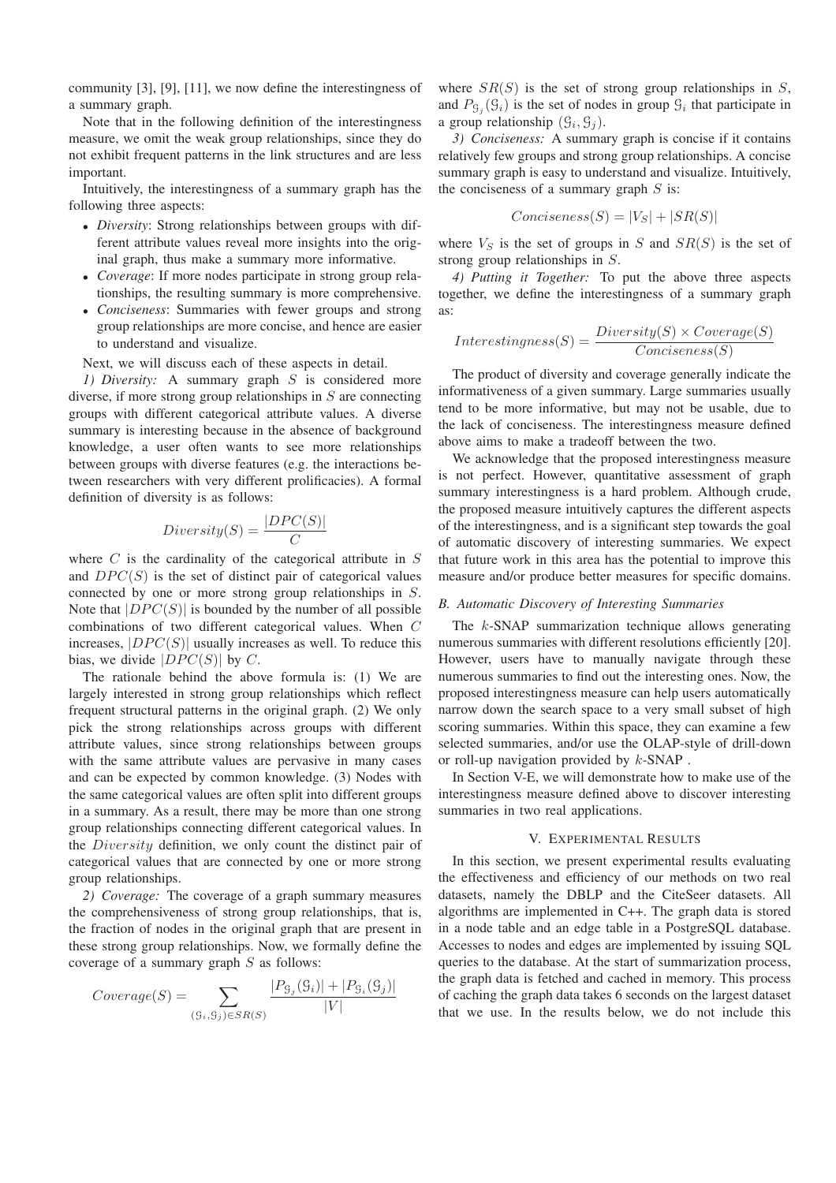community [3], [9], [11], we now define the interestingness of a summary graph.

Note that in the following definition of the interestingness measure, we omit the weak group relationships, since they do not exhibit frequent patterns in the link structures and are less important.

Intuitively, the interestingness of a summary graph has the following three aspects:

- *Diversity*: Strong relationships between groups with different attribute values reveal more insights into the original graph, thus make a summary more informative.
- *Coverage*: If more nodes participate in strong group relationships, the resulting summary is more comprehensive.
- *Conciseness*: Summaries with fewer groups and strong group relationships are more concise, and hence are easier to understand and visualize.

Next, we will discuss each of these aspects in detail.

*1) Diversity:* A summary graph $S$ is considered more diverse, if more strong group relationships in $S$ are connecting groups with different categorical attribute values. A diverse summary is interesting because in the absence of background knowledge, a user often wants to see more relationships between groups with diverse features (e.g. the interactions between researchers with very different prolificacies). A formal definition of diversity is as follows:

$$Diversity(S) = \frac{|DPC(S)|}{C}$$

where $C$ is the cardinality of the categorical attribute in $S$ and $DPC(S)$ is the set of distinct pair of categorical values connected by one or more strong group relationships in $S$. Note that $|DPC(S)|$ is bounded by the number of all possible combinations of two different categorical values. When $C$ increases, $|DPC(S)|$ usually increases as well. To reduce this bias, we divide $|DPC(S)|$ by $C$.

The rationale behind the above formula is: (1) We are largely interested in strong group relationships which reflect frequent structural patterns in the original graph. (2) We only pick the strong relationships across groups with different attribute values, since strong relationships between groups with the same attribute values are pervasive in many cases and can be expected by common knowledge. (3) Nodes with the same categorical values are often split into different groups in a summary. As a result, there may be more than one strong group relationships connecting different categorical values. In the $Diversity$ definition, we only count the distinct pair of categorical values that are connected by one or more strong group relationships.

*2) Coverage:* The coverage of a graph summary measures the comprehensiveness of strong group relationships, that is, the fraction of nodes in the original graph that are present in these strong group relationships. Now, we formally define the coverage of a summary graph $S$ as follows:

$$Coverage(S) = \sum_{(\mathcal{G}_i, \mathcal{G}_j) \in SR(S)} \frac{|P_{\mathcal{G}_j}(\mathcal{G}_i)| + |P_{\mathcal{G}_i}(\mathcal{G}_j)|}{|V|}$$

where $SR(S)$ is the set of strong group relationships in $S$, and $P_{\mathcal{G}_j}(\mathcal{G}_i)$ is the set of nodes in group $\mathcal{G}_i$ that participate in a group relationship $(\mathcal{G}_i, \mathcal{G}_j)$.

*3) Conciseness:* A summary graph is concise if it contains relatively few groups and strong group relationships. A concise summary graph is easy to understand and visualize. Intuitively, the conciseness of a summary graph $S$ is:

$$Conciseness(S) = |V_S| + |SR(S)|$$

where $V_S$ is the set of groups in $S$ and $SR(S)$ is the set of strong group relationships in $S$.

*4) Putting it Together:* To put the above three aspects together, we define the interestingness of a summary graph as:

$$Interestingness(S) = \frac{Diversity(S) \times Coverage(S)}{Conciseness(S)}$$

The product of diversity and coverage generally indicate the informativeness of a given summary. Large summaries usually tend to be more informative, but may not be usable, due to the lack of conciseness. The interestingness measure defined above aims to make a tradeoff between the two.

We acknowledge that the proposed interestingness measure is not perfect. However, quantitative assessment of graph summary interestingness is a hard problem. Although crude, the proposed measure intuitively captures the different aspects of the interestingness, and is a significant step towards the goal of automatic discovery of interesting summaries. We expect that future work in this area has the potential to improve this measure and/or produce better measures for specific domains.

### B. Automatic Discovery of Interesting Summaries

The $k$-SNAP summarization technique allows generating numerous summaries with different resolutions efficiently [20]. However, users have to manually navigate through these numerous summaries to find out the interesting ones. Now, the proposed interestingness measure can help users automatically narrow down the search space to a very small subset of high scoring summaries. Within this space, they can examine a few selected summaries, and/or use the OLAP-style of drill-down or roll-up navigation provided by $k$-SNAP .

In Section V-E, we will demonstrate how to make use of the interestingness measure defined above to discover interesting summaries in two real applications.

## V. Experimental Results

In this section, we present experimental results evaluating the effectiveness and efficiency of our methods on two real datasets, namely the DBLP and the CiteSeer datasets. All algorithms are implemented in C++. The graph data is stored in a node table and an edge table in a PostgreSQL database. Accesses to nodes and edges are implemented by issuing SQL queries to the database. At the start of summarization process, the graph data is fetched and cached in memory. This process of caching the graph data takes 6 seconds on the largest dataset that we use. In the results below, we do not include this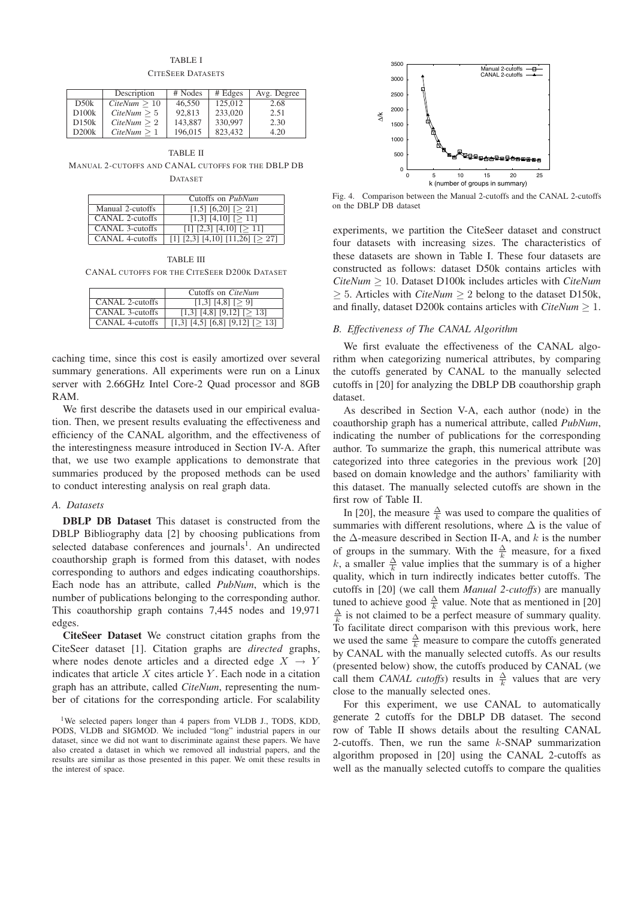TABLE I

CITESEER DATASETS

| | Description | # Nodes | # Edges | Avg. Degree |
|---|---|---|---|---|
| D50k | *CiteNum* $\geq 10$ | 46,550 | 125,012 | 2.68 |
| D100k | *CiteNum* $\geq 5$ | 92,813 | 233,020 | 2.51 |
| D150k | *CiteNum* $\geq 2$ | 143,887 | 330,997 | 2.30 |
| D200k | *CiteNum* $\geq 1$ | 196,015 | 823,432 | 4.20 |

TABLE II

MANUAL 2-CUTOFFS AND CANAL CUTOFFS FOR THE DBLP DB DATASET

| | Cutoffs on *PubNum* |
|---|---|
| Manual 2-cutoffs | [1,5] [6,20] [$\geq$ 21] |
| CANAL 2-cutoffs | [1,3] [4,10] [$\geq$ 11] |
| CANAL 3-cutoffs | [1] [2,3] [4,10] [$\geq$ 11] |
| CANAL 4-cutoffs | [1] [2,3] [4,10] [11,26] [$\geq$ 27] |

TABLE III

CANAL CUTOFFS FOR THE CITESEER D200K DATASET

| | Cutoffs on *CiteNum* |
|---|---|
| CANAL 2-cutoffs | [1,3] [4,8] [$\geq$ 9] |
| CANAL 3-cutoffs | [1,3] [4,8] [9,12] [$\geq$ 13] |
| CANAL 4-cutoffs | [1,3] [4,5] [6,8] [9,12] [$\geq$ 13] |

caching time, since this cost is easily amortized over several summary generations. All experiments were run on a Linux server with 2.66GHz Intel Core-2 Quad processor and 8GB RAM.

We first describe the datasets used in our empirical evaluation. Then, we present results evaluating the effectiveness and efficiency of the CANAL algorithm, and the effectiveness of the interestingness measure introduced in Section IV-A. After that, we use two example applications to demonstrate that summaries produced by the proposed methods can be used to conduct interesting analysis on real graph data.

### A. Datasets

**DBLP DB Dataset** This dataset is constructed from the DBLP Bibliography data [2] by choosing publications from selected database conferences and journals[1]. An undirected coauthorship graph is formed from this dataset, with nodes corresponding to authors and edges indicating coauthorships. Each node has an attribute, called *PubNum*, which is the number of publications belonging to the corresponding author. This coauthorship graph contains 7,445 nodes and 19,971 edges.

**CiteSeer Dataset** We construct citation graphs from the CiteSeer dataset [1]. Citation graphs are *directed* graphs, where nodes denote articles and a directed edge $X \rightarrow Y$ indicates that article $X$ cites article $Y$. Each node in a citation graph has an attribute, called *CiteNum*, representing the number of citations for the corresponding article. For scalability

[1]We selected papers longer than 4 papers from VLDB J., TODS, KDD, PODS, VLDB and SIGMOD. We included "long" industrial papers in our dataset, since we did not want to discriminate against these papers. We have also created a dataset in which we removed all industrial papers, and the results are similar as those presented in this paper. We omit these results in the interest of space.

Fig. 4. Comparison between the Manual 2-cutoffs and the CANAL 2-cutoffs on the DBLP DB dataset

experiments, we partition the CiteSeer dataset and construct four datasets with increasing sizes. The characteristics of these datasets are shown in Table I. These four datasets are constructed as follows: dataset D50k contains articles with *CiteNum* $\geq 10$. Dataset D100k includes articles with *CiteNum* $\geq 5$. Articles with *CiteNum* $\geq 2$ belong to the dataset D150k, and finally, dataset D200k contains articles with *CiteNum* $\geq 1$.

### B. Effectiveness of The CANAL Algorithm

We first evaluate the effectiveness of the CANAL algorithm when categorizing numerical attributes, by comparing the cutoffs generated by CANAL to the manually selected cutoffs in [20] for analyzing the DBLP DB coauthorship graph dataset.

As described in Section V-A, each author (node) in the coauthorship graph has a numerical attribute, called *PubNum*, indicating the number of publications for the corresponding author. To summarize the graph, this numerical attribute was categorized into three categories in the previous work [20] based on domain knowledge and the authors' familiarity with this dataset. The manually selected cutoffs are shown in the first row of Table II.

In [20], the measure $\frac{\Delta}{k}$ was used to compare the qualities of summaries with different resolutions, where $\Delta$ is the value of the $\Delta$-measure described in Section II-A, and $k$ is the number of groups in the summary. With the $\frac{\Delta}{k}$ measure, for a fixed $k$, a smaller $\frac{\Delta}{k}$ value implies that the summary is of a higher quality, which in turn indirectly indicates better cutoffs. The cutoffs in [20] (we call them *Manual 2-cutoffs*) are manually tuned to achieve good $\frac{\Delta}{k}$ value. Note that as mentioned in [20] $\frac{\Delta}{k}$ is not claimed to be a perfect measure of summary quality. To facilitate direct comparison with this previous work, here we used the same $\frac{\Delta}{k}$ measure to compare the cutoffs generated by CANAL with the manually selected cutoffs. As our results (presented below) show, the cutoffs produced by CANAL (we call them *CANAL cutoffs*) results in $\frac{\Delta}{k}$ values that are very close to the manually selected ones.

For this experiment, we use CANAL to automatically generate 2 cutoffs for the DBLP DB dataset. The second row of Table II shows details about the resulting CANAL 2-cutoffs. Then, we run the same $k$-SNAP summarization algorithm proposed in [20] using the CANAL 2-cutoffs as well as the manually selected cutoffs to compare the qualities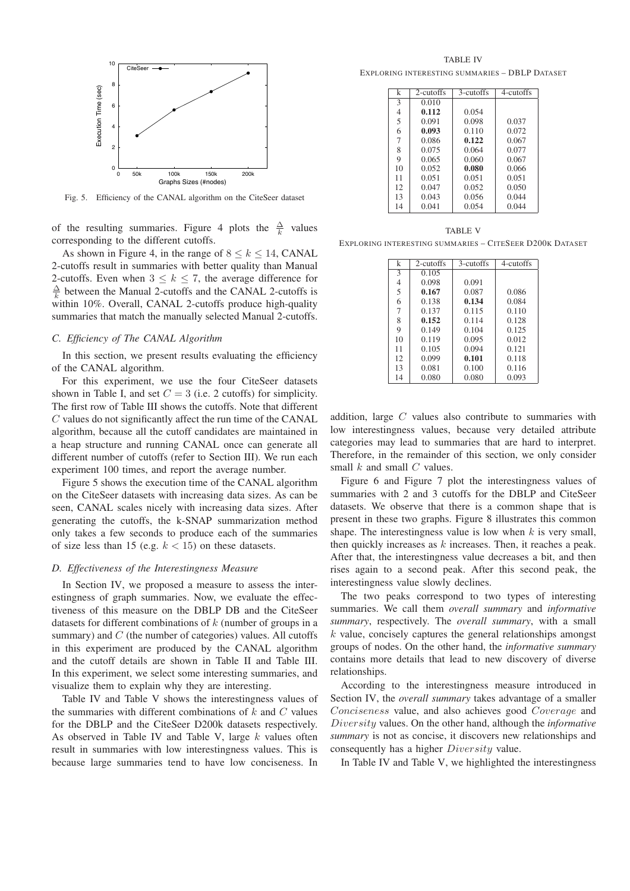Fig. 5. Efficiency of the CANAL algorithm on the CiteSeer dataset

of the resulting summaries. Figure 4 plots the $\frac{\Delta}{k}$ values corresponding to the different cutoffs.

As shown in Figure 4, in the range of $8 \leq k \leq 14$, CANAL 2-cutoffs result in summaries with better quality than Manual 2-cutoffs. Even when $3 \leq k \leq 7$, the average difference for $\frac{\Delta}{k}$ between the Manual 2-cutoffs and the CANAL 2-cutoffs is within 10%. Overall, CANAL 2-cutoffs produce high-quality summaries that match the manually selected Manual 2-cutoffs.

### C. Efficiency of The CANAL Algorithm

In this section, we present results evaluating the efficiency of the CANAL algorithm.

For this experiment, we use the four CiteSeer datasets shown in Table I, and set $C = 3$ (i.e. 2 cutoffs) for simplicity. The first row of Table III shows the cutoffs. Note that different $C$ values do not significantly affect the run time of the CANAL algorithm, because all the cutoff candidates are maintained in a heap structure and running CANAL once can generate all different number of cutoffs (refer to Section III). We run each experiment 100 times, and report the average number.

Figure 5 shows the execution time of the CANAL algorithm on the CiteSeer datasets with increasing data sizes. As can be seen, CANAL scales nicely with increasing data sizes. After generating the cutoffs, the k-SNAP summarization method only takes a few seconds to produce each of the summaries of size less than 15 (e.g. $k < 15$) on these datasets.

### D. Effectiveness of the Interestingness Measure

In Section IV, we proposed a measure to assess the interestingness of graph summaries. Now, we evaluate the effectiveness of this measure on the DBLP DB and the CiteSeer datasets for different combinations of $k$ (number of groups in a summary) and $C$ (the number of categories) values. All cutoffs in this experiment are produced by the CANAL algorithm and the cutoff details are shown in Table II and Table III. In this experiment, we select some interesting summaries, and visualize them to explain why they are interesting.

Table IV and Table V shows the interestingness values of the summaries with different combinations of $k$ and $C$ values for the DBLP and the CiteSeer D200k datasets respectively. As observed in Table IV and Table V, large $k$ values often result in summaries with low interestingness values. This is because large summaries tend to have low conciseness. In

TABLE IV
EXPLORING INTERESTING SUMMARIES – DBLP DATASET

| k | 2-cutoffs | 3-cutoffs | 4-cutoffs |
|---|---|---|---|
| 3 | 0.010 | | |
| 4 | **0.112** | 0.054 | |
| 5 | 0.091 | 0.098 | 0.037 |
| 6 | **0.093** | 0.110 | 0.072 |
| 7 | 0.086 | **0.122** | 0.067 |
| 8 | 0.075 | 0.064 | 0.077 |
| 9 | 0.065 | 0.060 | 0.067 |
| 10 | 0.052 | **0.080** | 0.066 |
| 11 | 0.051 | 0.051 | 0.051 |
| 12 | 0.047 | 0.052 | 0.050 |
| 13 | 0.043 | 0.056 | 0.044 |
| 14 | 0.041 | 0.054 | 0.044 |

TABLE V
EXPLORING INTERESTING SUMMARIES – CITESEER D200K DATASET

| k | 2-cutoffs | 3-cutoffs | 4-cutoffs |
|---|---|---|---|
| 3 | 0.105 | | |
| 4 | 0.098 | 0.091 | |
| 5 | **0.167** | 0.087 | 0.086 |
| 6 | 0.138 | **0.134** | 0.084 |
| 7 | 0.137 | 0.115 | 0.110 |
| 8 | **0.152** | 0.114 | 0.128 |
| 9 | 0.149 | 0.104 | 0.125 |
| 10 | 0.119 | 0.095 | 0.012 |
| 11 | 0.105 | 0.094 | 0.121 |
| 12 | 0.099 | **0.101** | 0.118 |
| 13 | 0.081 | 0.100 | 0.116 |
| 14 | 0.080 | 0.080 | 0.093 |

addition, large $C$ values also contribute to summaries with low interestingness values, because very detailed attribute categories may lead to summaries that are hard to interpret. Therefore, in the remainder of this section, we only consider small $k$ and small $C$ values.

Figure 6 and Figure 7 plot the interestingness values of summaries with 2 and 3 cutoffs for the DBLP and CiteSeer datasets. We observe that there is a common shape that is present in these two graphs. Figure 8 illustrates this common shape. The interestingness value is low when $k$ is very small, then quickly increases as $k$ increases. Then, it reaches a peak. After that, the interestingness value decreases a bit, and then rises again to a second peak. After this second peak, the interestingness value slowly declines.

The two peaks correspond to two types of interesting summaries. We call them *overall summary* and *informative summary*, respectively. The *overall summary*, with a small $k$ value, concisely captures the general relationships amongst groups of nodes. On the other hand, the *informative summary* contains more details that lead to new discovery of diverse relationships.

According to the interestingness measure introduced in Section IV, the *overall summary* takes advantage of a smaller $Conciseness$ value, and also achieves good $Coverage$ and $Diversity$ values. On the other hand, although the *informative summary* is not as concise, it discovers new relationships and consequently has a higher $Diversity$ value.

In Table IV and Table V, we highlighted the interestingness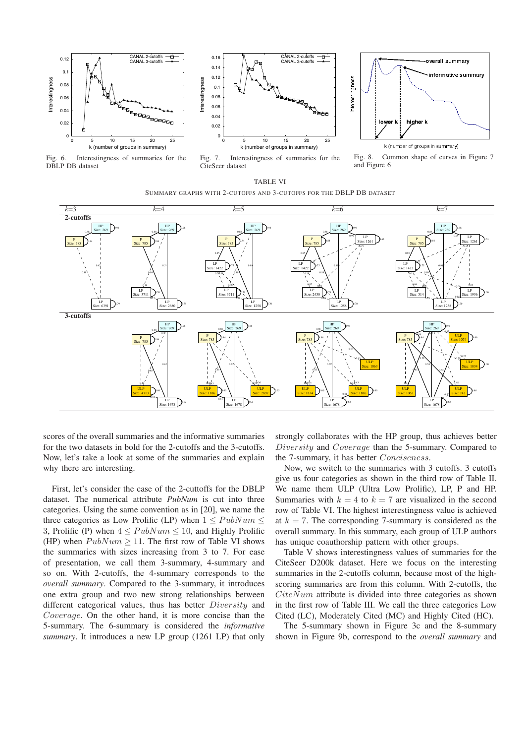Fig. 6. Interestingness of summaries for the DBLP DB dataset

Fig. 7. Interestingness of summaries for the CiteSeer dataset

Fig. 8. Common shape of curves in Figure 7 and Figure 6

TABLE VI

SUMMARY GRAPHS WITH 2-CUTOFFS AND 3-CUTOFFS FOR THE DBLP DB DATASET

scores of the overall summaries and the informative summaries for the two datasets in bold for the 2-cutoffs and the 3-cutoffs. Now, let's take a look at some of the summaries and explain why there are interesting.

First, let's consider the case of the 2-cuttoffs for the DBLP dataset. The numerical attribute *PubNum* is cut into three categories. Using the same convention as in [20], we name the three categories as Low Prolific (LP) when $1 \leq PubNum \leq 3$, Prolific (P) when $4 \leq PubNum \leq 10$, and Highly Prolific (HP) when $PubNum \geq 11$. The first row of Table VI shows the summaries with sizes increasing from 3 to 7. For ease of presentation, we call them 3-summary, 4-summary and so on. With 2-cutoffs, the 4-summary corresponds to the *overall summary*. Compared to the 3-summary, it introduces one extra group and two new strong relationships between different categorical values, thus has better $Diversity$ and $Coverage$. On the other hand, it is more concise than the 5-summary. The 6-summary is considered the *informative summary*. It introduces a new LP group (1261 LP) that only strongly collaborates with the HP group, thus achieves better $Diversity$ and $Coverage$ than the 5-summary. Compared to the 7-summary, it has better $Conciseness$.

Now, we switch to the summaries with 3 cutoffs. 3 cutoffs give us four categories as shown in the third row of Table II. We name them ULP (Ultra Low Prolific), LP, P and HP. Summaries with $k = 4$ to $k = 7$ are visualized in the second row of Table VI. The highest interestingness value is achieved at $k = 7$. The corresponding 7-summary is considered as the overall summary. In this summary, each group of ULP authors has unique coauthorship pattern with other groups.

Table V shows interestingness values of summaries for the CiteSeer D200k dataset. Here we focus on the interesting summaries in the 2-cutoffs column, because most of the high-scoring summaries are from this column. With 2-cutoffs, the $CiteNum$ attribute is divided into three categories as shown in the first row of Table III. We call the three categories Low Cited (LC), Moderately Cited (MC) and Highly Cited (HC).

The 5-summary shown in Figure 3c and the 8-summary shown in Figure 9b, correspond to the *overall summary* and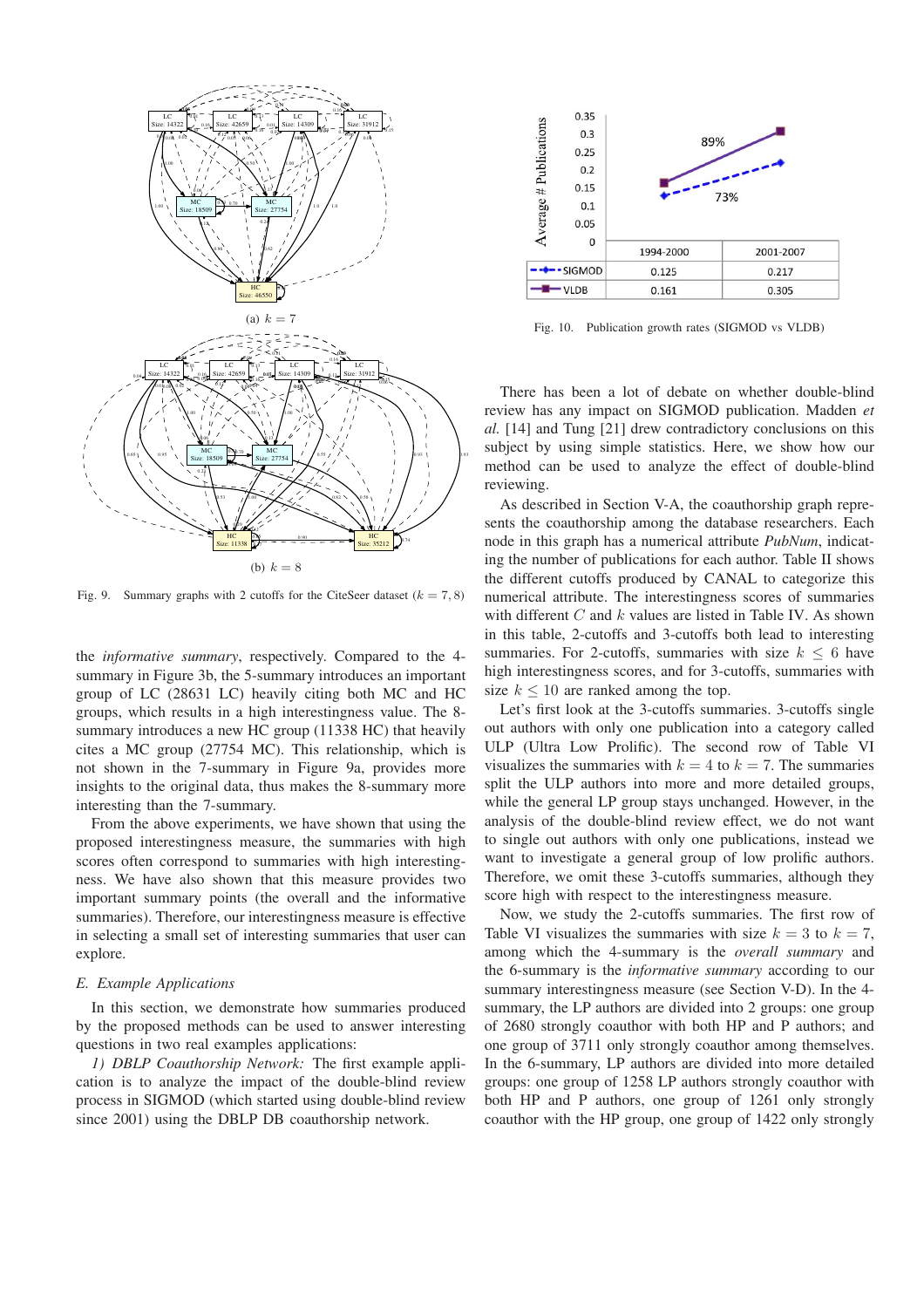(a) $k = 7$

(b) $k = 8$

Fig. 9. Summary graphs with 2 cutoffs for the CiteSeer dataset ($k = 7, 8$)

the *informative summary*, respectively. Compared to the 4-summary in Figure 3b, the 5-summary introduces an important group of LC (28631 LC) heavily citing both MC and HC groups, which results in a high interestingness value. The 8-summary introduces a new HC group (11338 HC) that heavily cites a MC group (27754 MC). This relationship, which is not shown in the 7-summary in Figure 9a, provides more insights to the original data, thus makes the 8-summary more interesting than the 7-summary.

From the above experiments, we have shown that using the proposed interestingness measure, the summaries with high scores often correspond to summaries with high interestingness. We have also shown that this measure provides two important summary points (the overall and the informative summaries). Therefore, our interestingness measure is effective in selecting a small set of interesting summaries that user can explore.

### E. Example Applications

In this section, we demonstrate how summaries produced by the proposed methods can be used to answer interesting questions in two real examples applications:

*1) DBLP Coauthorship Network:* The first example application is to analyze the impact of the double-blind review process in SIGMOD (which started using double-blind review since 2001) using the DBLP DB coauthorship network.

| | 1994-2000 | 2001-2007 |
|---|---|---|
| SIGMOD | 0.125 | 0.217 |
| VLDB | 0.161 | 0.305 |

Fig. 10. Publication growth rates (SIGMOD vs VLDB)

There has been a lot of debate on whether double-blind review has any impact on SIGMOD publication. Madden *et al.* [14] and Tung [21] drew contradictory conclusions on this subject by using simple statistics. Here, we show how our method can be used to analyze the effect of double-blind reviewing.

As described in Section V-A, the coauthorship graph represents the coauthorship among the database researchers. Each node in this graph has a numerical attribute *PubNum*, indicating the number of publications for each author. Table II shows the different cutoffs produced by CANAL to categorize this numerical attribute. The interestingness scores of summaries with different $C$ and $k$ values are listed in Table IV. As shown in this table, 2-cutoffs and 3-cutoffs both lead to interesting summaries. For 2-cutoffs, summaries with size $k \leq 6$ have high interestingness scores, and for 3-cutoffs, summaries with size $k \leq 10$ are ranked among the top.

Let's first look at the 3-cutoffs summaries. 3-cutoffs single out authors with only one publication into a category called ULP (Ultra Low Prolific). The second row of Table VI visualizes the summaries with $k = 4$ to $k = 7$. The summaries split the ULP authors into more and more detailed groups, while the general LP group stays unchanged. However, in the analysis of the double-blind review effect, we do not want to single out authors with only one publications, instead we want to investigate a general group of low prolific authors. Therefore, we omit these 3-cutoffs summaries, although they score high with respect to the interestingness measure.

Now, we study the 2-cutoffs summaries. The first row of Table VI visualizes the summaries with size $k = 3$ to $k = 7$, among which the 4-summary is the *overall summary* and the 6-summary is the *informative summary* according to our summary interestingness measure (see Section V-D). In the 4-summary, the LP authors are divided into 2 groups: one group of 2680 strongly coauthor with both HP and P authors; and one group of 3711 only strongly coauthor among themselves. In the 6-summary, LP authors are divided into more detailed groups: one group of 1258 LP authors strongly coauthor with both HP and P authors, one group of 1261 only strongly coauthor with the HP group, one group of 1422 only strongly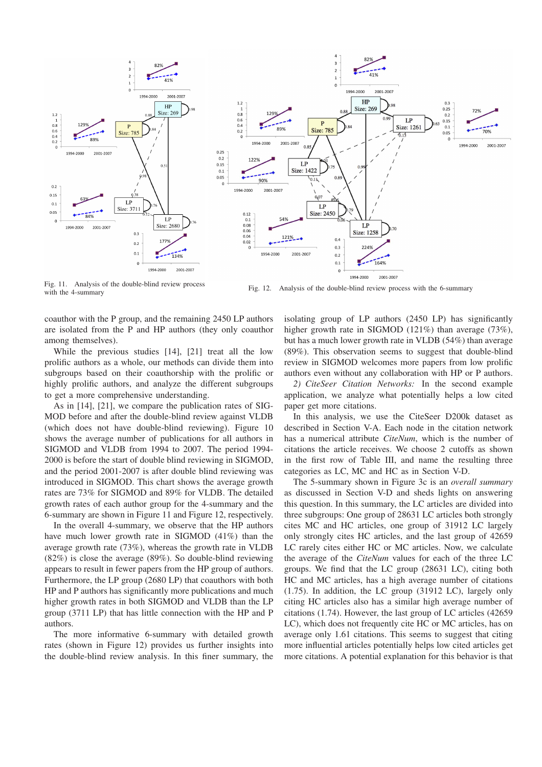Fig. 11. Analysis of the double-blind review process with the 4-summary

Fig. 12. Analysis of the double-blind review process with the 6-summary

coauthor with the P group, and the remaining 2450 LP authors are isolated from the P and HP authors (they only coauthor among themselves).

While the previous studies [14], [21] treat all the low prolific authors as a whole, our methods can divide them into subgroups based on their coauthorship with the prolific or highly prolific authors, and analyze the different subgroups to get a more comprehensive understanding.

As in [14], [21], we compare the publication rates of SIGMOD before and after the double-blind review against VLDB (which does not have double-blind reviewing). Figure 10 shows the average number of publications for all authors in SIGMOD and VLDB from 1994 to 2007. The period 1994-2000 is before the start of double blind reviewing in SIGMOD, and the period 2001-2007 is after double blind reviewing was introduced in SIGMOD. This chart shows the average growth rates are 73% for SIGMOD and 89% for VLDB. The detailed growth rates of each author group for the 4-summary and the 6-summary are shown in Figure 11 and Figure 12, respectively.

In the overall 4-summary, we observe that the HP authors have much lower growth rate in SIGMOD (41%) than the average growth rate (73%), whereas the growth rate in VLDB (82%) is close the average (89%). So double-blind reviewing appears to result in fewer papers from the HP group of authors. Furthermore, the LP group (2680 LP) that coauthors with both HP and P authors has significantly more publications and much higher growth rates in both SIGMOD and VLDB than the LP group (3711 LP) that has little connection with the HP and P authors.

The more informative 6-summary with detailed growth rates (shown in Figure 12) provides us further insights into the double-blind review analysis. In this finer summary, the isolating group of LP authors (2450 LP) has significantly higher growth rate in SIGMOD (121%) than average (73%), but has a much lower growth rate in VLDB (54%) than average (89%). This observation seems to suggest that double-blind review in SIGMOD welcomes more papers from low prolific authors even without any collaboration with HP or P authors.

*2) CiteSeer Citation Networks:* In the second example application, we analyze what potentially helps a low cited paper get more citations.

In this analysis, we use the CiteSeer D200k dataset as described in Section V-A. Each node in the citation network has a numerical attribute *CiteNum*, which is the number of citations the article receives. We choose 2 cutoffs as shown in the first row of Table III, and name the resulting three categories as LC, MC and HC as in Section V-D.

The 5-summary shown in Figure 3c is an *overall summary* as discussed in Section V-D and sheds lights on answering this question. In this summary, the LC articles are divided into three subgroups: One group of 28631 LC articles both strongly cites MC and HC articles, one group of 31912 LC largely only strongly cites HC articles, and the last group of 42659 LC rarely cites either HC or MC articles. Now, we calculate the average of the *CiteNum* values for each of the three LC groups. We find that the LC group (28631 LC), citing both HC and MC articles, has a high average number of citations (1.75). In addition, the LC group (31912 LC), largely only citing HC articles also has a similar high average number of citations (1.74). However, the last group of LC articles (42659 LC), which does not frequently cite HC or MC articles, has on average only 1.61 citations. This seems to suggest that citing more influential articles potentially helps low cited articles get more citations. A potential explanation for this behavior is that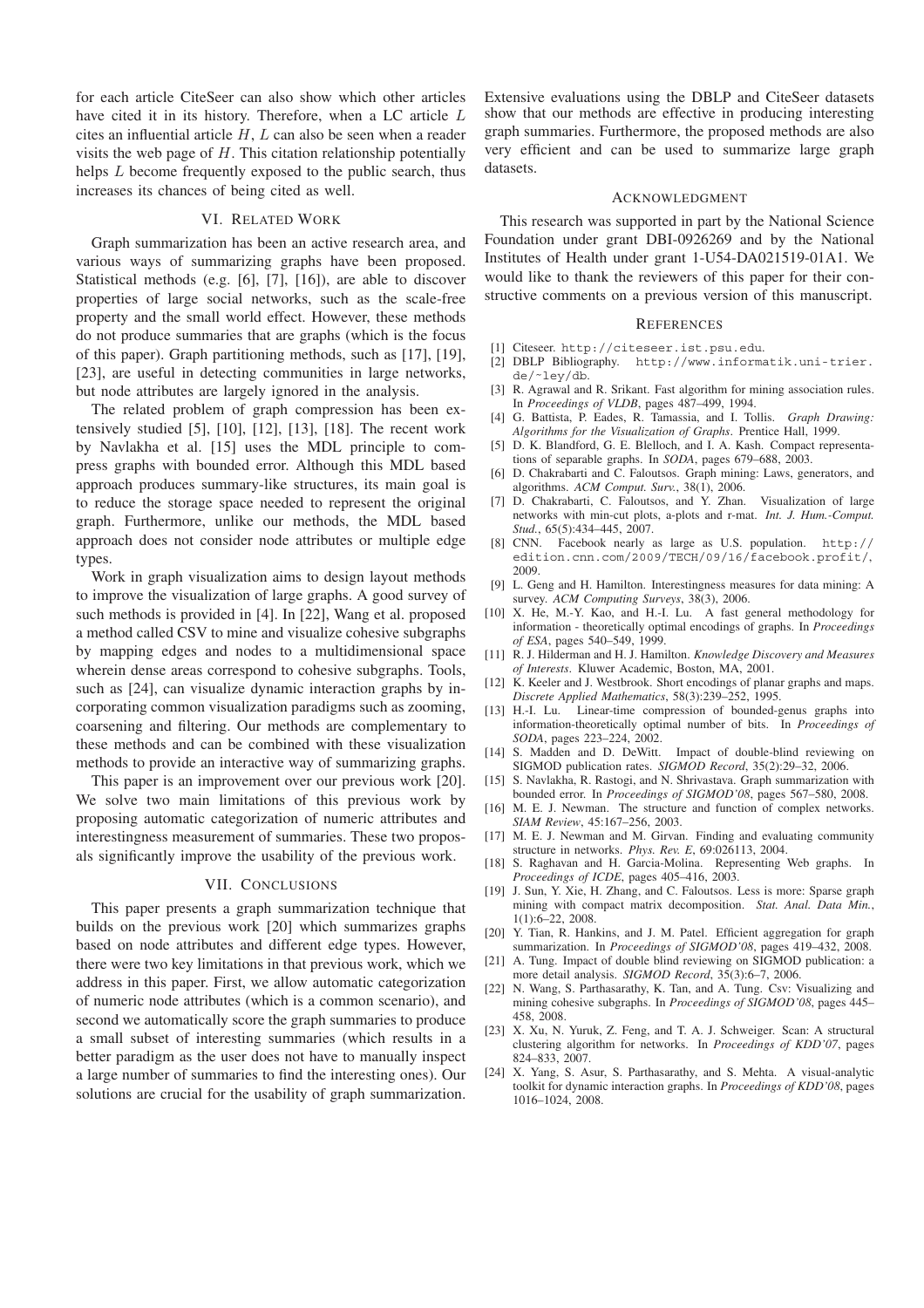for each article CiteSeer can also show which other articles have cited it in its history. Therefore, when a LC article $L$ cites an influential article $H$, $L$ can also be seen when a reader visits the web page of $H$. This citation relationship potentially helps $L$ become frequently exposed to the public search, thus increases its chances of being cited as well.

## VI. Related Work

Graph summarization has been an active research area, and various ways of summarizing graphs have been proposed. Statistical methods (e.g. [6], [7], [16]), are able to discover properties of large social networks, such as the scale-free property and the small world effect. However, these methods do not produce summaries that are graphs (which is the focus of this paper). Graph partitioning methods, such as [17], [19], [23], are useful in detecting communities in large networks, but node attributes are largely ignored in the analysis.

The related problem of graph compression has been extensively studied [5], [10], [12], [13], [18]. The recent work by Navlakha et al. [15] uses the MDL principle to compress graphs with bounded error. Although this MDL based approach produces summary-like structures, its main goal is to reduce the storage space needed to represent the original graph. Furthermore, unlike our methods, the MDL based approach does not consider node attributes or multiple edge types.

Work in graph visualization aims to design layout methods to improve the visualization of large graphs. A good survey of such methods is provided in [4]. In [22], Wang et al. proposed a method called CSV to mine and visualize cohesive subgraphs by mapping edges and nodes to a multidimensional space wherein dense areas correspond to cohesive subgraphs. Tools, such as [24], can visualize dynamic interaction graphs by incorporating common visualization paradigms such as zooming, coarsening and filtering. Our methods are complementary to these methods and can be combined with these visualization methods to provide an interactive way of summarizing graphs.

This paper is an improvement over our previous work [20]. We solve two main limitations of this previous work by proposing automatic categorization of numeric attributes and interestingness measurement of summaries. These two proposals significantly improve the usability of the previous work.

## VII. Conclusions

This paper presents a graph summarization technique that builds on the previous work [20] which summarizes graphs based on node attributes and different edge types. However, there were two key limitations in that previous work, which we address in this paper. First, we allow automatic categorization of numeric node attributes (which is a common scenario), and second we automatically score the graph summaries to produce a small subset of interesting summaries (which results in a better paradigm as the user does not have to manually inspect a large number of summaries to find the interesting ones). Our solutions are crucial for the usability of graph summarization. Extensive evaluations using the DBLP and CiteSeer datasets show that our methods are effective in producing interesting graph summaries. Furthermore, the proposed methods are also very efficient and can be used to summarize large graph datasets.

## Acknowledgment

This research was supported in part by the National Science Foundation under grant DBI-0926269 and by the National Institutes of Health under grant 1-U54-DA021519-01A1. We would like to thank the reviewers of this paper for their constructive comments on a previous version of this manuscript.

## References

[1] Citeseer. http://citeseer.ist.psu.edu.

[2] DBLP Bibliography. http://www.informatik.uni-trier.de/~ley/db.

[3] R. Agrawal and R. Srikant. Fast algorithm for mining association rules. In *Proceedings of VLDB*, pages 487–499, 1994.

[4] G. Battista, P. Eades, R. Tamassia, and I. Tollis. *Graph Drawing: Algorithms for the Visualization of Graphs*. Prentice Hall, 1999.

[5] D. K. Blandford, G. E. Blelloch, and I. A. Kash. Compact representations of separable graphs. In *SODA*, pages 679–688, 2003.

[6] D. Chakrabarti and C. Faloutsos. Graph mining: Laws, generators, and algorithms. *ACM Comput. Surv.*, 38(1), 2006.

[7] D. Chakrabarti, C. Faloutsos, and Y. Zhan. Visualization of large networks with min-cut plots, a-plots and r-mat. *Int. J. Hum.-Comput. Stud.*, 65(5):434–445, 2007.

[8] CNN. Facebook nearly as large as U.S. population. http://edition.cnn.com/2009/TECH/09/16/facebook.profit/, 2009.

[9] L. Geng and H. Hamilton. Interestingness measures for data mining: A survey. *ACM Computing Surveys*, 38(3), 2006.

[10] X. He, M.-Y. Kao, and H.-I. Lu. A fast general methodology for information - theoretically optimal encodings of graphs. In *Proceedings of ESA*, pages 540–549, 1999.

[11] R. J. Hilderman and H. J. Hamilton. *Knowledge Discovery and Measures of Interests*. Kluwer Academic, Boston, MA, 2001.

[12] K. Keeler and J. Westbrook. Short encodings of planar graphs and maps. *Discrete Applied Mathematics*, 58(3):239–252, 1995.

[13] H.-I. Lu. Linear-time compression of bounded-genus graphs into information-theoretically optimal number of bits. In *Proceedings of SODA*, pages 223–224, 2002.

[14] S. Madden and D. DeWitt. Impact of double-blind reviewing on SIGMOD publication rates. *SIGMOD Record*, 35(2):29–32, 2006.

[15] S. Navlakha, R. Rastogi, and N. Shrivastava. Graph summarization with bounded error. In *Proceedings of SIGMOD'08*, pages 567–580, 2008.

[16] M. E. J. Newman. The structure and function of complex networks. *SIAM Review*, 45:167–256, 2003.

[17] M. E. J. Newman and M. Girvan. Finding and evaluating community structure in networks. *Phys. Rev. E*, 69:026113, 2004.

[18] S. Raghavan and H. Garcia-Molina. Representing Web graphs. In *Proceedings of ICDE*, pages 405–416, 2003.

[19] J. Sun, Y. Xie, H. Zhang, and C. Faloutsos. Less is more: Sparse graph mining with compact matrix decomposition. *Stat. Anal. Data Min.*, 1(1):6–22, 2008.

[20] Y. Tian, R. Hankins, and J. M. Patel. Efficient aggregation for graph summarization. In *Proceedings of SIGMOD'08*, pages 419–432, 2008.

[21] A. Tung. Impact of double blind reviewing on SIGMOD publication: a more detail analysis. *SIGMOD Record*, 35(3):6–7, 2006.

[22] N. Wang, S. Parthasarathy, K. Tan, and A. Tung. Csv: Visualizing and mining cohesive subgraphs. In *Proceedings of SIGMOD'08*, pages 445–458, 2008.

[23] X. Xu, N. Yuruk, Z. Feng, and T. A. J. Schweiger. Scan: A structural clustering algorithm for networks. In *Proceedings of KDD'07*, pages 824–833, 2007.

[24] X. Yang, S. Asur, S. Parthasarathy, and S. Mehta. A visual-analytic toolkit for dynamic interaction graphs. In *Proceedings of KDD'08*, pages 1016–1024, 2008.